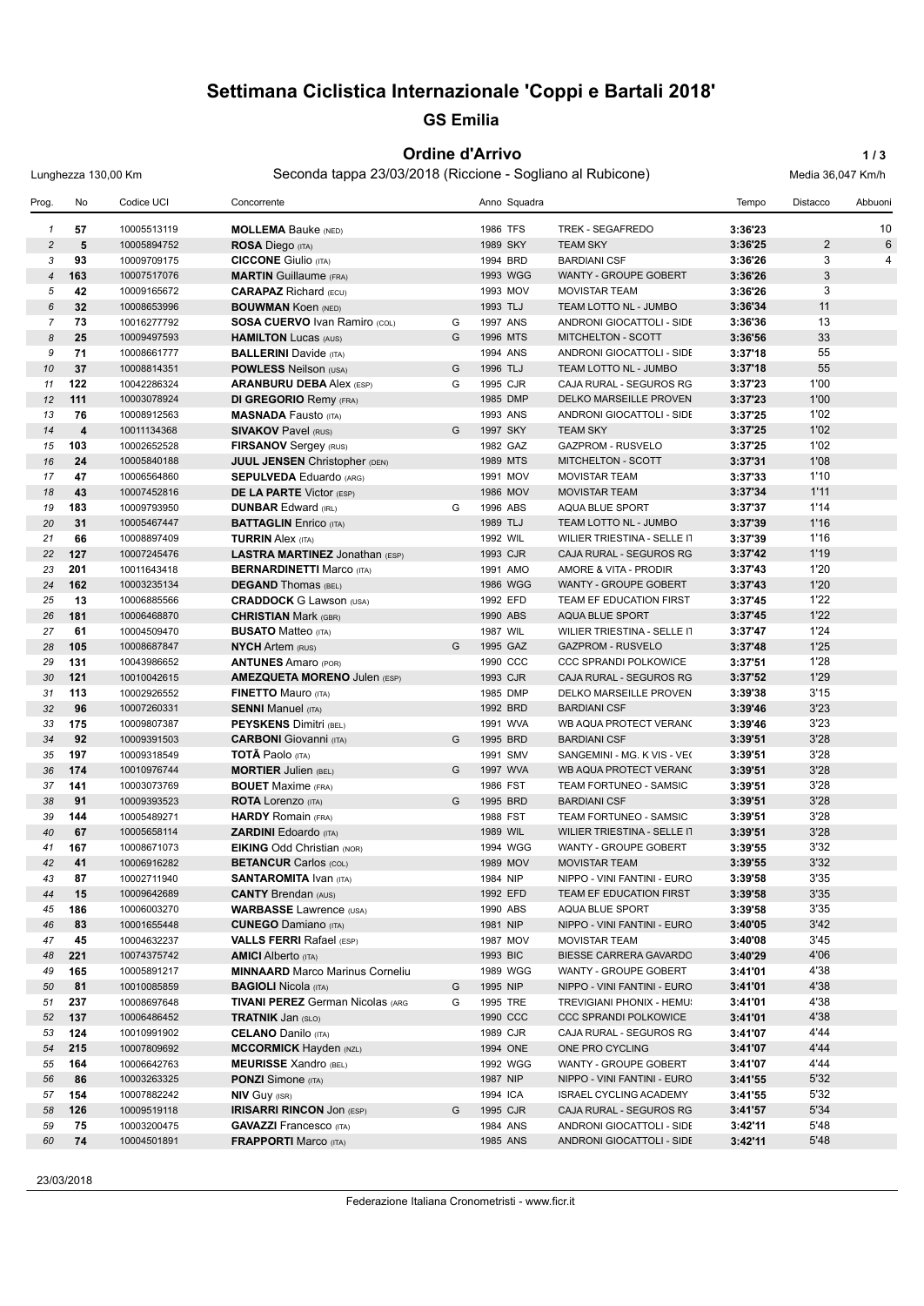# Settimana Ciclistica Internazionale 'Coppi e Bartali 2018'

## GS Emilia

### Ordine d'Arrivo

Lunghezza 130,00 Km — Seconda tappa 23/03/2018 (Riccione - Sogliano al Rubicone) — Media 36,047 Km/h

| Prog. | No | Codice UCI | Concorrente | | Anno | Squadra | | Tempo | Distacco | Abbuoni |
|---|---|---|---|---|---|---|---|---|---|---|
| 1 | 57 | 10005513119 | **MOLLEMA** Bauke (NED) | | 1986 | TFS | TREK - SEGAFREDO | 3:36'23 | | 10 |
| 2 | 5 | 10005894752 | **ROSA** Diego (ITA) | | 1989 | SKY | TEAM SKY | 3:36'25 | 2 | 6 |
| 3 | 93 | 10009709175 | **CICCONE** Giulio (ITA) | | 1994 | BRD | BARDIANI CSF | 3:36'26 | 3 | 4 |
| 4 | 163 | 10007517076 | **MARTIN** Guillaume (FRA) | | 1993 | WGG | WANTY - GROUPE GOBERT | 3:36'26 | 3 | |
| 5 | 42 | 10009165672 | **CARAPAZ** Richard (ECU) | | 1993 | MOV | MOVISTAR TEAM | 3:36'26 | 3 | |
| 6 | 32 | 10008653996 | **BOUWMAN** Koen (NED) | | 1993 | TLJ | TEAM LOTTO NL - JUMBO | 3:36'34 | 11 | |
| 7 | 73 | 10016277792 | **SOSA CUERVO** Ivan Ramiro (COL) | G | 1997 | ANS | ANDRONI GIOCATTOLI - SIDE | 3:36'36 | 13 | |
| 8 | 25 | 10009497593 | **HAMILTON** Lucas (AUS) | G | 1996 | MTS | MITCHELTON - SCOTT | 3:36'56 | 33 | |
| 9 | 71 | 10008661777 | **BALLERINI** Davide (ITA) | | 1994 | ANS | ANDRONI GIOCATTOLI - SIDE | 3:37'18 | 55 | |
| 10 | 37 | 10008814351 | **POWLESS** Neilson (USA) | G | 1996 | TLJ | TEAM LOTTO NL - JUMBO | 3:37'18 | 55 | |
| 11 | 122 | 10042286324 | **ARANBURU DEBA** Alex (ESP) | G | 1995 | CJR | CAJA RURAL - SEGUROS RG | 3:37'23 | 1'00 | |
| 12 | 111 | 10003078924 | **DI GREGORIO** Remy (FRA) | | 1985 | DMP | DELKO MARSEILLE PROVEN | 3:37'23 | 1'00 | |
| 13 | 76 | 10008912563 | **MASNADA** Fausto (ITA) | | 1993 | ANS | ANDRONI GIOCATTOLI - SIDE | 3:37'25 | 1'02 | |
| 14 | 4 | 10011134368 | **SIVAKOV** Pavel (RUS) | G | 1997 | SKY | TEAM SKY | 3:37'25 | 1'02 | |
| 15 | 103 | 10002652528 | **FIRSANOV** Sergey (RUS) | | 1982 | GAZ | GAZPROM - RUSVELO | 3:37'25 | 1'02 | |
| 16 | 24 | 10005840188 | **JUUL JENSEN** Christopher (DEN) | | 1989 | MTS | MITCHELTON - SCOTT | 3:37'31 | 1'08 | |
| 17 | 47 | 10006564860 | **SEPULVEDA** Eduardo (ARG) | | 1991 | MOV | MOVISTAR TEAM | 3:37'33 | 1'10 | |
| 18 | 43 | 10007452816 | **DE LA PARTE** Victor (ESP) | | 1986 | MOV | MOVISTAR TEAM | 3:37'34 | 1'11 | |
| 19 | 183 | 10009793950 | **DUNBAR** Edward (IRL) | G | 1996 | ABS | AQUA BLUE SPORT | 3:37'37 | 1'14 | |
| 20 | 31 | 10005467447 | **BATTAGLIN** Enrico (ITA) | | 1989 | TLJ | TEAM LOTTO NL - JUMBO | 3:37'39 | 1'16 | |
| 21 | 66 | 10008897409 | **TURRIN** Alex (ITA) | | 1992 | WIL | WILIER TRIESTINA - SELLE IT | 3:37'39 | 1'16 | |
| 22 | 127 | 10007245476 | **LASTRA MARTINEZ** Jonathan (ESP) | | 1993 | CJR | CAJA RURAL - SEGUROS RG | 3:37'42 | 1'19 | |
| 23 | 201 | 10011643418 | **BERNARDINETTI** Marco (ITA) | | 1991 | AMO | AMORE & VITA - PRODIR | 3:37'43 | 1'20 | |
| 24 | 162 | 10003235134 | **DEGAND** Thomas (BEL) | | 1986 | WGG | WANTY - GROUPE GOBERT | 3:37'43 | 1'20 | |
| 25 | 13 | 10006885566 | **CRADDOCK** G Lawson (USA) | | 1992 | EFD | TEAM EF EDUCATION FIRST | 3:37'45 | 1'22 | |
| 26 | 181 | 10006468870 | **CHRISTIAN** Mark (GBR) | | 1990 | ABS | AQUA BLUE SPORT | 3:37'45 | 1'22 | |
| 27 | 61 | 10004509470 | **BUSATO** Matteo (ITA) | | 1987 | WIL | WILIER TRIESTINA - SELLE IT | 3:37'47 | 1'24 | |
| 28 | 105 | 10008687847 | **NYCH** Artem (RUS) | G | 1995 | GAZ | GAZPROM - RUSVELO | 3:37'48 | 1'25 | |
| 29 | 131 | 10043986652 | **ANTUNES** Amaro (POR) | | 1990 | CCC | CCC SPRANDI POLKOWICE | 3:37'51 | 1'28 | |
| 30 | 121 | 10010042615 | **AMEZQUETA MORENO** Julen (ESP) | | 1993 | CJR | CAJA RURAL - SEGUROS RG | 3:37'52 | 1'29 | |
| 31 | 113 | 10002926552 | **FINETTO** Mauro (ITA) | | 1985 | DMP | DELKO MARSEILLE PROVEN | 3:39'38 | 3'15 | |
| 32 | 96 | 10007260331 | **SENNI** Manuel (ITA) | | 1992 | BRD | BARDIANI CSF | 3:39'46 | 3'23 | |
| 33 | 175 | 10009807387 | **PEYSKENS** Dimitri (BEL) | | 1991 | WVA | WB AQUA PROTECT VERANC | 3:39'46 | 3'23 | |
| 34 | 92 | 10009391503 | **CARBONI** Giovanni (ITA) | G | 1995 | BRD | BARDIANI CSF | 3:39'51 | 3'28 | |
| 35 | 197 | 10009318549 | **TOTÃ** Paolo (ITA) | | 1991 | SMV | SANGEMINI - MG. K VIS - VE( | 3:39'51 | 3'28 | |
| 36 | 174 | 10010976744 | **MORTIER** Julien (BEL) | G | 1997 | WVA | WB AQUA PROTECT VERANC | 3:39'51 | 3'28 | |
| 37 | 141 | 10003073769 | **BOUET** Maxime (FRA) | | 1986 | FST | TEAM FORTUNEO - SAMSIC | 3:39'51 | 3'28 | |
| 38 | 91 | 10009393523 | **ROTA** Lorenzo (ITA) | G | 1995 | BRD | BARDIANI CSF | 3:39'51 | 3'28 | |
| 39 | 144 | 10005489271 | **HARDY** Romain (FRA) | | 1988 | FST | TEAM FORTUNEO - SAMSIC | 3:39'51 | 3'28 | |
| 40 | 67 | 10005658114 | **ZARDINI** Edoardo (ITA) | | 1989 | WIL | WILIER TRIESTINA - SELLE IT | 3:39'51 | 3'28 | |
| 41 | 167 | 10008671073 | **EIKING** Odd Christian (NOR) | | 1994 | WGG | WANTY - GROUPE GOBERT | 3:39'55 | 3'32 | |
| 42 | 41 | 10006916282 | **BETANCUR** Carlos (COL) | | 1989 | MOV | MOVISTAR TEAM | 3:39'55 | 3'32 | |
| 43 | 87 | 10002711940 | **SANTAROMITA** Ivan (ITA) | | 1984 | NIP | NIPPO - VINI FANTINI - EURO | 3:39'58 | 3'35 | |
| 44 | 15 | 10009642689 | **CANTY** Brendan (AUS) | | 1992 | EFD | TEAM EF EDUCATION FIRST | 3:39'58 | 3'35 | |
| 45 | 186 | 10006003270 | **WARBASSE** Lawrence (USA) | | 1990 | ABS | AQUA BLUE SPORT | 3:39'58 | 3'35 | |
| 46 | 83 | 10001655448 | **CUNEGO** Damiano (ITA) | | 1981 | NIP | NIPPO - VINI FANTINI - EURO | 3:40'05 | 3'42 | |
| 47 | 45 | 10004632237 | **VALLS FERRI** Rafael (ESP) | | 1987 | MOV | MOVISTAR TEAM | 3:40'08 | 3'45 | |
| 48 | 221 | 10074375742 | **AMICI** Alberto (ITA) | | 1993 | BIC | BIESSE CARRERA GAVARDO | 3:40'29 | 4'06 | |
| 49 | 165 | 10005891217 | **MINNAARD** Marco Marinus Corneliu | | 1989 | WGG | WANTY - GROUPE GOBERT | 3:41'01 | 4'38 | |
| 50 | 81 | 10010085859 | **BAGIOLI** Nicola (ITA) | G | 1995 | NIP | NIPPO - VINI FANTINI - EURO | 3:41'01 | 4'38 | |
| 51 | 237 | 10008697648 | **TIVANI PEREZ** German Nicolas (ARG | G | 1995 | TRE | TREVIGIANI PHONIX - HEMU: | 3:41'01 | 4'38 | |
| 52 | 137 | 10006486452 | **TRATNIK** Jan (SLO) | | 1990 | CCC | CCC SPRANDI POLKOWICE | 3:41'01 | 4'38 | |
| 53 | 124 | 10010991902 | **CELANO** Danilo (ITA) | | 1989 | CJR | CAJA RURAL - SEGUROS RG | 3:41'07 | 4'44 | |
| 54 | 215 | 10007809692 | **MCCORMICK** Hayden (NZL) | | 1994 | ONE | ONE PRO CYCLING | 3:41'07 | 4'44 | |
| 55 | 164 | 10006642763 | **MEURISSE** Xandro (BEL) | | 1992 | WGG | WANTY - GROUPE GOBERT | 3:41'07 | 4'44 | |
| 56 | 86 | 10003263325 | **PONZI** Simone (ITA) | | 1987 | NIP | NIPPO - VINI FANTINI - EURO | 3:41'55 | 5'32 | |
| 57 | 154 | 10007882242 | **NIV** Guy (ISR) | | 1994 | ICA | ISRAEL CYCLING ACADEMY | 3:41'55 | 5'32 | |
| 58 | 126 | 10009519118 | **IRISARRI RINCON** Jon (ESP) | G | 1995 | CJR | CAJA RURAL - SEGUROS RG | 3:41'57 | 5'34 | |
| 59 | 75 | 10003200475 | **GAVAZZI** Francesco (ITA) | | 1984 | ANS | ANDRONI GIOCATTOLI - SIDE | 3:42'11 | 5'48 | |
| 60 | 74 | 10004501891 | **FRAPPORTI** Marco (ITA) | | 1985 | ANS | ANDRONI GIOCATTOLI - SIDE | 3:42'11 | 5'48 | |

23/03/2018

Federazione Italiana Cronometristi - www.ficr.it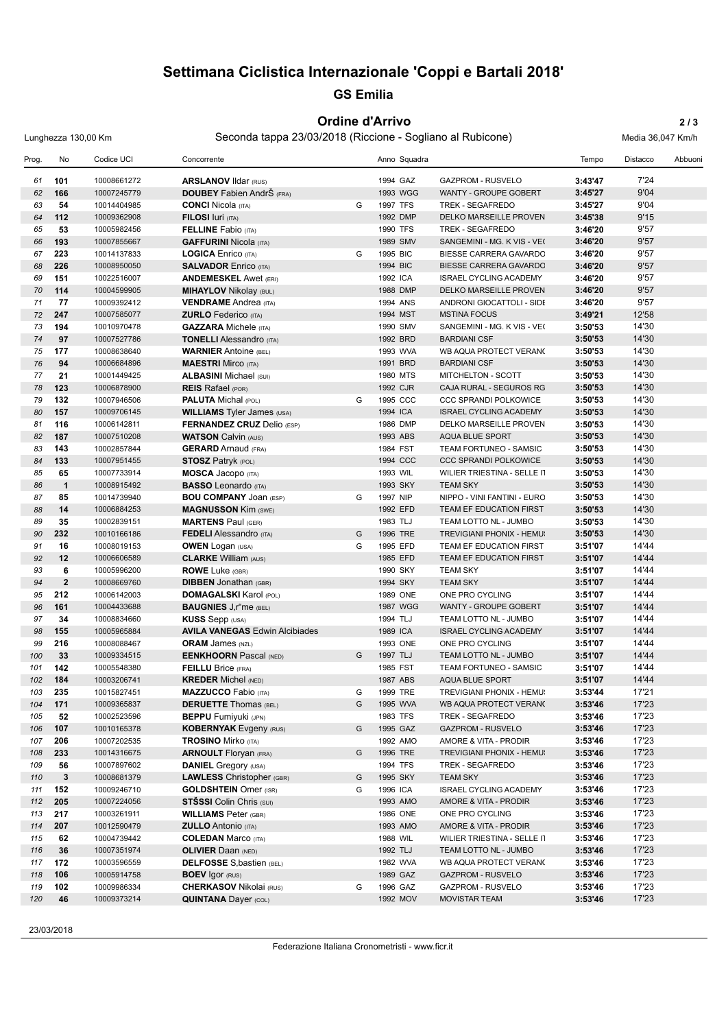# Settimana Ciclistica Internazionale 'Coppi e Bartali 2018'

## GS Emilia

### Ordine d'Arrivo

Lunghezza 130,00 Km — Seconda tappa 23/03/2018 (Riccione - Sogliano al Rubicone) — Media 36,047 Km/h

| Prog. | No | Codice UCI | Concorrente | | Anno | Squadra | | Tempo | Distacco | Abbuoni |
|---|---|---|---|---|---|---|---|---|---|---|
| 61 | 101 | 10008661272 | **ARSLANOV** Ildar (RUS) | | 1994 | GAZ | GAZPROM - RUSVELO | **3:43'47** | 7'24 | |
| 62 | 166 | 10007245779 | **DOUBEY** Fabien AndrŠ (FRA) | | 1993 | WGG | WANTY - GROUPE GOBERT | **3:45'27** | 9'04 | |
| 63 | 54 | 10014404985 | **CONCI** Nicola (ITA) | G | 1997 | TFS | TREK - SEGAFREDO | **3:45'27** | 9'04 | |
| 64 | 112 | 10009362908 | **FILOSI** Iuri (ITA) | | 1992 | DMP | DELKO MARSEILLE PROVEN | **3:45'38** | 9'15 | |
| 65 | 53 | 10005982456 | **FELLINE** Fabio (ITA) | | 1990 | TFS | TREK - SEGAFREDO | **3:46'20** | 9'57 | |
| 66 | 193 | 10007855667 | **GAFFURINI** Nicola (ITA) | | 1989 | SMV | SANGEMINI - MG. K VIS - VE( | **3:46'20** | 9'57 | |
| 67 | 223 | 10014137833 | **LOGICA** Enrico (ITA) | G | 1995 | BIC | BIESSE CARRERA GAVARDO | **3:46'20** | 9'57 | |
| 68 | 226 | 10008950050 | **SALVADOR** Enrico (ITA) | | 1994 | BIC | BIESSE CARRERA GAVARDO | **3:46'20** | 9'57 | |
| 69 | 151 | 10022516007 | **ANDEMESKEL** Awet (ERI) | | 1992 | ICA | ISRAEL CYCLING ACADEMY | **3:46'20** | 9'57 | |
| 70 | 114 | 10004599905 | **MIHAYLOV** Nikolay (BUL) | | 1988 | DMP | DELKO MARSEILLE PROVEN | **3:46'20** | 9'57 | |
| 71 | 77 | 10009392412 | **VENDRAME** Andrea (ITA) | | 1994 | ANS | ANDRONI GIOCATTOLI - SIDE | **3:46'20** | 9'57 | |
| 72 | 247 | 10007585077 | **ZURLO** Federico (ITA) | | 1994 | MST | MSTINA FOCUS | **3:49'21** | 12'58 | |
| 73 | 194 | 10010970478 | **GAZZARA** Michele (ITA) | | 1990 | SMV | SANGEMINI - MG. K VIS - VE( | **3:50'53** | 14'30 | |
| 74 | 97 | 10007527786 | **TONELLI** Alessandro (ITA) | | 1992 | BRD | BARDIANI CSF | **3:50'53** | 14'30 | |
| 75 | 177 | 10008638640 | **WARNIER** Antoine (BEL) | | 1993 | WVA | WB AQUA PROTECT VERAN( | **3:50'53** | 14'30 | |
| 76 | 94 | 10006684896 | **MAESTRI** Mirco (ITA) | | 1991 | BRD | BARDIANI CSF | **3:50'53** | 14'30 | |
| 77 | 21 | 10001449425 | **ALBASINI** Michael (SUI) | | 1980 | MTS | MITCHELTON - SCOTT | **3:50'53** | 14'30 | |
| 78 | 123 | 10006878900 | **REIS** Rafael (POR) | | 1992 | CJR | CAJA RURAL - SEGUROS RG | **3:50'53** | 14'30 | |
| 79 | 132 | 10007946506 | **PALUTA** Michal (POL) | G | 1995 | CCC | CCC SPRANDI POLKOWICE | **3:50'53** | 14'30 | |
| 80 | 157 | 10009706145 | **WILLIAMS** Tyler James (USA) | | 1994 | ICA | ISRAEL CYCLING ACADEMY | **3:50'53** | 14'30 | |
| 81 | 116 | 10006142811 | **FERNANDEZ CRUZ** Delio (ESP) | | 1986 | DMP | DELKO MARSEILLE PROVEN | **3:50'53** | 14'30 | |
| 82 | 187 | 10007510208 | **WATSON** Calvin (AUS) | | 1993 | ABS | AQUA BLUE SPORT | **3:50'53** | 14'30 | |
| 83 | 143 | 10002857844 | **GERARD** Arnaud (FRA) | | 1984 | FST | TEAM FORTUNEO - SAMSIC | **3:50'53** | 14'30 | |
| 84 | 133 | 10007951455 | **STOSZ** Patryk (POL) | | 1994 | CCC | CCC SPRANDI POLKOWICE | **3:50'53** | 14'30 | |
| 85 | 65 | 10007733914 | **MOSCA** Jacopo (ITA) | | 1993 | WIL | WILIER TRIESTINA - SELLE IT | **3:50'53** | 14'30 | |
| 86 | 1 | 10008915492 | **BASSO** Leonardo (ITA) | | 1993 | SKY | TEAM SKY | **3:50'53** | 14'30 | |
| 87 | 85 | 10014739940 | **BOU COMPANY** Joan (ESP) | G | 1997 | NIP | NIPPO - VINI FANTINI - EURO | **3:50'53** | 14'30 | |
| 88 | 14 | 10006884253 | **MAGNUSSON** Kim (SWE) | | 1992 | EFD | TEAM EF EDUCATION FIRST | **3:50'53** | 14'30 | |
| 89 | 35 | 10002839151 | **MARTENS** Paul (GER) | | 1983 | TLJ | TEAM LOTTO NL - JUMBO | **3:50'53** | 14'30 | |
| 90 | 232 | 10010166186 | **FEDELI** Alessandro (ITA) | G | 1996 | TRE | TREVIGIANI PHONIX - HEMU: | **3:50'53** | 14'30 | |
| 91 | 16 | 10008019153 | **OWEN** Logan (USA) | G | 1995 | EFD | TEAM EF EDUCATION FIRST | **3:51'07** | 14'44 | |
| 92 | 12 | 10006606589 | **CLARKE** William (AUS) | | 1985 | EFD | TEAM EF EDUCATION FIRST | **3:51'07** | 14'44 | |
| 93 | 6 | 10005996200 | **ROWE** Luke (GBR) | | 1990 | SKY | TEAM SKY | **3:51'07** | 14'44 | |
| 94 | 2 | 10008669760 | **DIBBEN** Jonathan (GBR) | | 1994 | SKY | TEAM SKY | **3:51'07** | 14'44 | |
| 95 | 212 | 10006142003 | **DOMAGALSKI** Karol (POL) | | 1989 | ONE | ONE PRO CYCLING | **3:51'07** | 14'44 | |
| 96 | 161 | 10004433688 | **BAUGNIES** J,r"me (BEL) | | 1987 | WGG | WANTY - GROUPE GOBERT | **3:51'07** | 14'44 | |
| 97 | 34 | 10008834660 | **KUSS** Sepp (USA) | | 1994 | TLJ | TEAM LOTTO NL - JUMBO | **3:51'07** | 14'44 | |
| 98 | 155 | 10005965884 | **AVILA VANEGAS** Edwin Alcibiades | | 1989 | ICA | ISRAEL CYCLING ACADEMY | **3:51'07** | 14'44 | |
| 99 | 216 | 10008088467 | **ORAM** James (NZL) | | 1993 | ONE | ONE PRO CYCLING | **3:51'07** | 14'44 | |
| 100 | 33 | 10009334515 | **EENKHOORN** Pascal (NED) | G | 1997 | TLJ | TEAM LOTTO NL - JUMBO | **3:51'07** | 14'44 | |
| 101 | 142 | 10005548380 | **FEILLU** Brice (FRA) | | 1985 | FST | TEAM FORTUNEO - SAMSIC | **3:51'07** | 14'44 | |
| 102 | 184 | 10003206741 | **KREDER** Michel (NED) | | 1987 | ABS | AQUA BLUE SPORT | **3:51'07** | 14'44 | |
| 103 | 235 | 10015827451 | **MAZZUCCO** Fabio (ITA) | G | 1999 | TRE | TREVIGIANI PHONIX - HEMU: | **3:53'44** | 17'21 | |
| 104 | 171 | 10009365837 | **DERUETTE** Thomas (BEL) | G | 1995 | WVA | WB AQUA PROTECT VERAN( | **3:53'46** | 17'23 | |
| 105 | 52 | 10002523596 | **BEPPU** Fumiyuki (JPN) | | 1983 | TFS | TREK - SEGAFREDO | **3:53'46** | 17'23 | |
| 106 | 107 | 10010165378 | **KOBERNYAK** Evgeny (RUS) | G | 1995 | GAZ | GAZPROM - RUSVELO | **3:53'46** | 17'23 | |
| 107 | 206 | 10007202535 | **TROSINO** Mirko (ITA) | | 1992 | AMO | AMORE & VITA - PRODIR | **3:53'46** | 17'23 | |
| 108 | 233 | 10014316675 | **ARNOULT** Floryan (FRA) | G | 1996 | TRE | TREVIGIANI PHONIX - HEMU: | **3:53'46** | 17'23 | |
| 109 | 56 | 10007897602 | **DANIEL** Gregory (USA) | | 1994 | TFS | TREK - SEGAFREDO | **3:53'46** | 17'23 | |
| 110 | 3 | 10008681379 | **LAWLESS** Christopher (GBR) | G | 1995 | SKY | TEAM SKY | **3:53'46** | 17'23 | |
| 111 | 152 | 10009246710 | **GOLDSHTEIN** Omer (ISR) | G | 1996 | ICA | ISRAEL CYCLING ACADEMY | **3:53'46** | 17'23 | |
| 112 | 205 | 10007224056 | **STŠSSI** Colin Chris (SUI) | | 1993 | AMO | AMORE & VITA - PRODIR | **3:53'46** | 17'23 | |
| 113 | 217 | 10003261911 | **WILLIAMS** Peter (GBR) | | 1986 | ONE | ONE PRO CYCLING | **3:53'46** | 17'23 | |
| 114 | 207 | 10012590479 | **ZULLO** Antonio (ITA) | | 1993 | AMO | AMORE & VITA - PRODIR | **3:53'46** | 17'23 | |
| 115 | 62 | 10004739442 | **COLEDAN** Marco (ITA) | | 1988 | WIL | WILIER TRIESTINA - SELLE IT | **3:53'46** | 17'23 | |
| 116 | 36 | 10007351974 | **OLIVIER** Daan (NED) | | 1992 | TLJ | TEAM LOTTO NL - JUMBO | **3:53'46** | 17'23 | |
| 117 | 172 | 10003596559 | **DELFOSSE** S,bastien (BEL) | | 1982 | WVA | WB AQUA PROTECT VERAN( | **3:53'46** | 17'23 | |
| 118 | 106 | 10005914758 | **BOEV** Igor (RUS) | | 1989 | GAZ | GAZPROM - RUSVELO | **3:53'46** | 17'23 | |
| 119 | 102 | 10009986334 | **CHERKASOV** Nikolai (RUS) | G | 1996 | GAZ | GAZPROM - RUSVELO | **3:53'46** | 17'23 | |
| 120 | 46 | 10009373214 | **QUINTANA** Dayer (COL) | | 1992 | MOV | MOVISTAR TEAM | **3:53'46** | 17'23 | |

23/03/2018

Federazione Italiana Cronometristi - www.ficr.it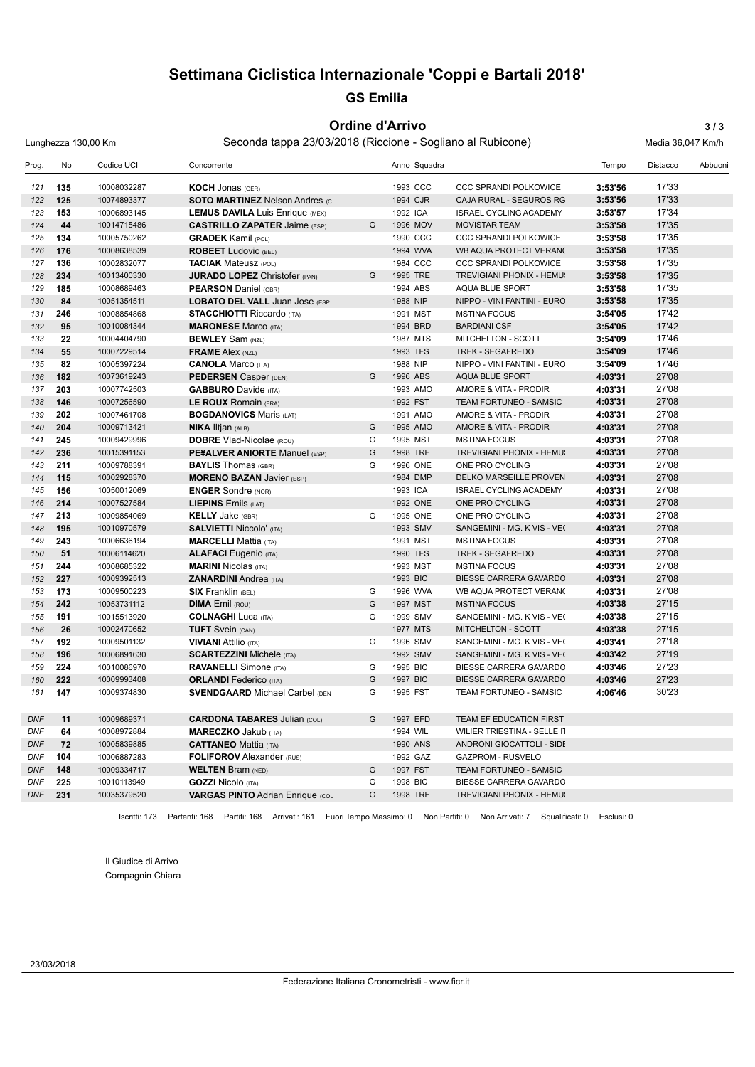# Settimana Ciclistica Internazionale 'Coppi e Bartali 2018'

## GS Emilia

### Ordine d'Arrivo

Lunghezza 130,00 Km — Seconda tappa 23/03/2018 (Riccione - Sogliano al Rubicone) — Media 36,047 Km/h

| Prog. | No | Codice UCI | Concorrente | | Anno | Squadra | | Tempo | Distacco | Abbuoni |
|---|---|---|---|---|---|---|---|---|---|---|
| 121 | **135** | 10008032287 | **KOCH** Jonas (GER) | | 1993 | CCC | CCC SPRANDI POLKOWICE | **3:53'56** | 17'33 | |
| 122 | **125** | 10074893377 | **SOTO MARTINEZ** Nelson Andres (C | | 1994 | CJR | CAJA RURAL - SEGUROS RG | **3:53'56** | 17'33 | |
| 123 | **153** | 10006893145 | **LEMUS DAVILA** Luis Enrique (MEX) | | 1992 | ICA | ISRAEL CYCLING ACADEMY | **3:53'57** | 17'34 | |
| 124 | **44** | 10014715486 | **CASTRILLO ZAPATER** Jaime (ESP) | G | 1996 | MOV | MOVISTAR TEAM | **3:53'58** | 17'35 | |
| 125 | **134** | 10005750262 | **GRADEK** Kamil (POL) | | 1990 | CCC | CCC SPRANDI POLKOWICE | **3:53'58** | 17'35 | |
| 126 | **176** | 10008638539 | **ROBEET** Ludovic (BEL) | | 1994 | WVA | WB AQUA PROTECT VERANC | **3:53'58** | 17'35 | |
| 127 | **136** | 10002832077 | **TACIAK** Mateusz (POL) | | 1984 | CCC | CCC SPRANDI POLKOWICE | **3:53'58** | 17'35 | |
| 128 | **234** | 10013400330 | **JURADO LOPEZ** Christofer (PAN) | G | 1995 | TRE | TREVIGIANI PHONIX - HEMU: | **3:53'58** | 17'35 | |
| 129 | **185** | 10008689463 | **PEARSON** Daniel (GBR) | | 1994 | ABS | AQUA BLUE SPORT | **3:53'58** | 17'35 | |
| 130 | **84** | 10051354511 | **LOBATO DEL VALL** Juan Jose (ESP | | 1988 | NIP | NIPPO - VINI FANTINI - EURO | **3:53'58** | 17'35 | |
| 131 | **246** | 10008854868 | **STACCHIOTTI** Riccardo (ITA) | | 1991 | MST | MSTINA FOCUS | **3:54'05** | 17'42 | |
| 132 | **95** | 10010084344 | **MARONESE** Marco (ITA) | | 1994 | BRD | BARDIANI CSF | **3:54'05** | 17'42 | |
| 133 | **22** | 10004404790 | **BEWLEY** Sam (NZL) | | 1987 | MTS | MITCHELTON - SCOTT | **3:54'09** | 17'46 | |
| 134 | **55** | 10007229514 | **FRAME** Alex (NZL) | | 1993 | TFS | TREK - SEGAFREDO | **3:54'09** | 17'46 | |
| 135 | **82** | 10005397224 | **CANOLA** Marco (ITA) | | 1988 | NIP | NIPPO - VINI FANTINI - EURO | **3:54'09** | 17'46 | |
| 136 | **182** | 10073619243 | **PEDERSEN** Casper (DEN) | G | 1996 | ABS | AQUA BLUE SPORT | **4:03'31** | 27'08 | |
| 137 | **203** | 10007742503 | **GABBURO** Davide (ITA) | | 1993 | AMO | AMORE & VITA - PRODIR | **4:03'31** | 27'08 | |
| 138 | **146** | 10007256590 | **LE ROUX** Romain (FRA) | | 1992 | FST | TEAM FORTUNEO - SAMSIC | **4:03'31** | 27'08 | |
| 139 | **202** | 10007461708 | **BOGDANOVICS** Maris (LAT) | | 1991 | AMO | AMORE & VITA - PRODIR | **4:03'31** | 27'08 | |
| 140 | **204** | 10009713421 | **NIKA** Iltjan (ALB) | G | 1995 | AMO | AMORE & VITA - PRODIR | **4:03'31** | 27'08 | |
| 141 | **245** | 10009429996 | **DOBRE** Vlad-Nicolae (ROU) | G | 1995 | MST | MSTINA FOCUS | **4:03'31** | 27'08 | |
| 142 | **236** | 10015391153 | **PE¥ALVER ANIORTE** Manuel (ESP) | G | 1998 | TRE | TREVIGIANI PHONIX - HEMU: | **4:03'31** | 27'08 | |
| 143 | **211** | 10009788391 | **BAYLIS** Thomas (GBR) | G | 1996 | ONE | ONE PRO CYCLING | **4:03'31** | 27'08 | |
| 144 | **115** | 10002928370 | **MORENO BAZAN** Javier (ESP) | | 1984 | DMP | DELKO MARSEILLE PROVEN | **4:03'31** | 27'08 | |
| 145 | **156** | 10050012069 | **ENGER** Sondre (NOR) | | 1993 | ICA | ISRAEL CYCLING ACADEMY | **4:03'31** | 27'08 | |
| 146 | **214** | 10007527584 | **LIEPINS** Emils (LAT) | | 1992 | ONE | ONE PRO CYCLING | **4:03'31** | 27'08 | |
| 147 | **213** | 10009854069 | **KELLY** Jake (GBR) | G | 1995 | ONE | ONE PRO CYCLING | **4:03'31** | 27'08 | |
| 148 | **195** | 10010970579 | **SALVIETTI** Niccolo' (ITA) | | 1993 | SMV | SANGEMINI - MG. K VIS - VE( | **4:03'31** | 27'08 | |
| 149 | **243** | 10006636194 | **MARCELLI** Mattia (ITA) | | 1991 | MST | MSTINA FOCUS | **4:03'31** | 27'08 | |
| 150 | **51** | 10006114620 | **ALAFACI** Eugenio (ITA) | | 1990 | TFS | TREK - SEGAFREDO | **4:03'31** | 27'08 | |
| 151 | **244** | 10008685322 | **MARINI** Nicolas (ITA) | | 1993 | MST | MSTINA FOCUS | **4:03'31** | 27'08 | |
| 152 | **227** | 10009392513 | **ZANARDINI** Andrea (ITA) | | 1993 | BIC | BIESSE CARRERA GAVARDO | **4:03'31** | 27'08 | |
| 153 | **173** | 10009500223 | **SIX** Franklin (BEL) | G | 1996 | WVA | WB AQUA PROTECT VERANC | **4:03'31** | 27'08 | |
| 154 | **242** | 10053731112 | **DIMA** Emil (ROU) | G | 1997 | MST | MSTINA FOCUS | **4:03'38** | 27'15 | |
| 155 | **191** | 10015513920 | **COLNAGHI** Luca (ITA) | G | 1999 | SMV | SANGEMINI - MG. K VIS - VE( | **4:03'38** | 27'15 | |
| 156 | **26** | 10002470652 | **TUFT** Svein (CAN) | | 1977 | MTS | MITCHELTON - SCOTT | **4:03'38** | 27'15 | |
| 157 | **192** | 10009501132 | **VIVIANI** Attilio (ITA) | G | 1996 | SMV | SANGEMINI - MG. K VIS - VE( | **4:03'41** | 27'18 | |
| 158 | **196** | 10006891630 | **SCARTEZZINI** Michele (ITA) | | 1992 | SMV | SANGEMINI - MG. K VIS - VE( | **4:03'42** | 27'19 | |
| 159 | **224** | 10010086970 | **RAVANELLI** Simone (ITA) | G | 1995 | BIC | BIESSE CARRERA GAVARDO | **4:03'46** | 27'23 | |
| 160 | **222** | 10009993408 | **ORLANDI** Federico (ITA) | G | 1997 | BIC | BIESSE CARRERA GAVARDO | **4:03'46** | 27'23 | |
| 161 | **147** | 10009374830 | **SVENDGAARD** Michael Carbel (DEN | G | 1995 | FST | TEAM FORTUNEO - SAMSIC | **4:06'46** | 30'23 | |
| DNF | **11** | 10009689371 | **CARDONA TABARES** Julian (COL) | G | 1997 | EFD | TEAM EF EDUCATION FIRST | | | |
| DNF | **64** | 10008972884 | **MARECZKO** Jakub (ITA) | | 1994 | WIL | WILIER TRIESTINA - SELLE IT | | | |
| DNF | **72** | 10005839885 | **CATTANEO** Mattia (ITA) | | 1990 | ANS | ANDRONI GIOCATTOLI - SIDE | | | |
| DNF | **104** | 10006887283 | **FOLIFOROV** Alexander (RUS) | | 1992 | GAZ | GAZPROM - RUSVELO | | | |
| DNF | **148** | 10009334717 | **WELTEN** Bram (NED) | G | 1997 | FST | TEAM FORTUNEO - SAMSIC | | | |
| DNF | **225** | 10010113949 | **GOZZI** Nicolo (ITA) | G | 1998 | BIC | BIESSE CARRERA GAVARDO | | | |
| DNF | **231** | 10035379520 | **VARGAS PINTO** Adrian Enrique (COL | G | 1998 | TRE | TREVIGIANI PHONIX - HEMU: | | | |

Iscritti: 173 Partenti: 168 Partiti: 168 Arrivati: 161 Fuori Tempo Massimo: 0 Non Partiti: 0 Non Arrivati: 7 Squalificati: 0 Esclusi: 0

Il Giudice di Arrivo
Compagnin Chiara

23/03/2018

Federazione Italiana Cronometristi - www.ficr.it